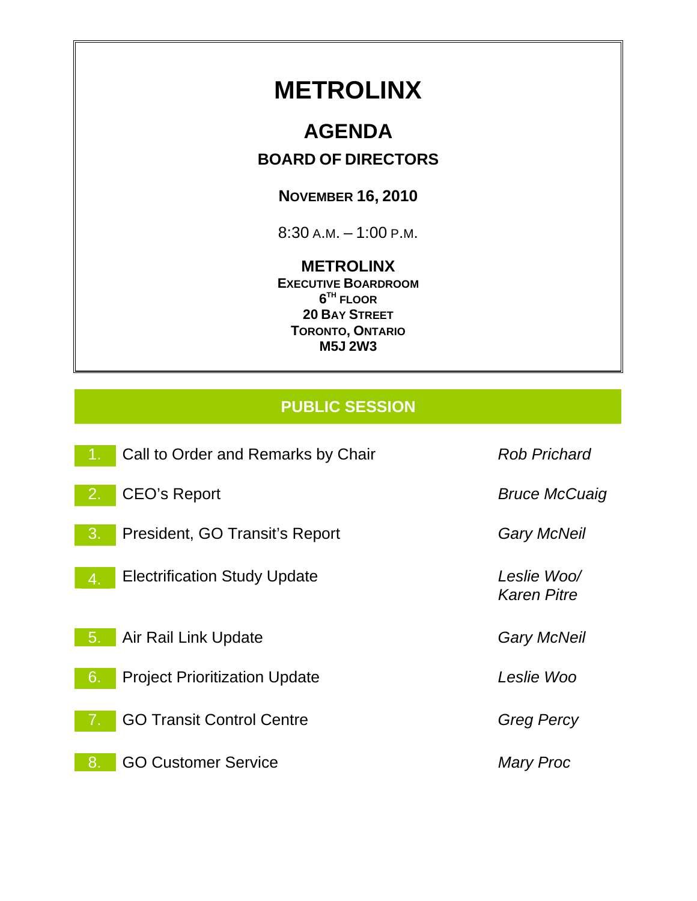# METROLINX

## AGENDA

### BOARD OF DIRECTORS

**NOVEMBER 16, 2010**

8:30 A.M. – 1:00 P.M.

**METROLINX**
**EXECUTIVE BOARDROOM**
**6TH FLOOR**
**20 BAY STREET**
**TORONTO, ONTARIO**
**M5J 2W3**

## PUBLIC SESSION

| | Item | Presenter |
|---|---|---|
| 1. | Call to Order and Remarks by Chair | *Rob Prichard* |
| 2. | CEO's Report | *Bruce McCuaig* |
| 3. | President, GO Transit's Report | *Gary McNeil* |
| 4. | Electrification Study Update | *Leslie Woo/ Karen Pitre* |
| 5. | Air Rail Link Update | *Gary McNeil* |
| 6. | Project Prioritization Update | *Leslie Woo* |
| 7. | GO Transit Control Centre | *Greg Percy* |
| 8. | GO Customer Service | *Mary Proc* |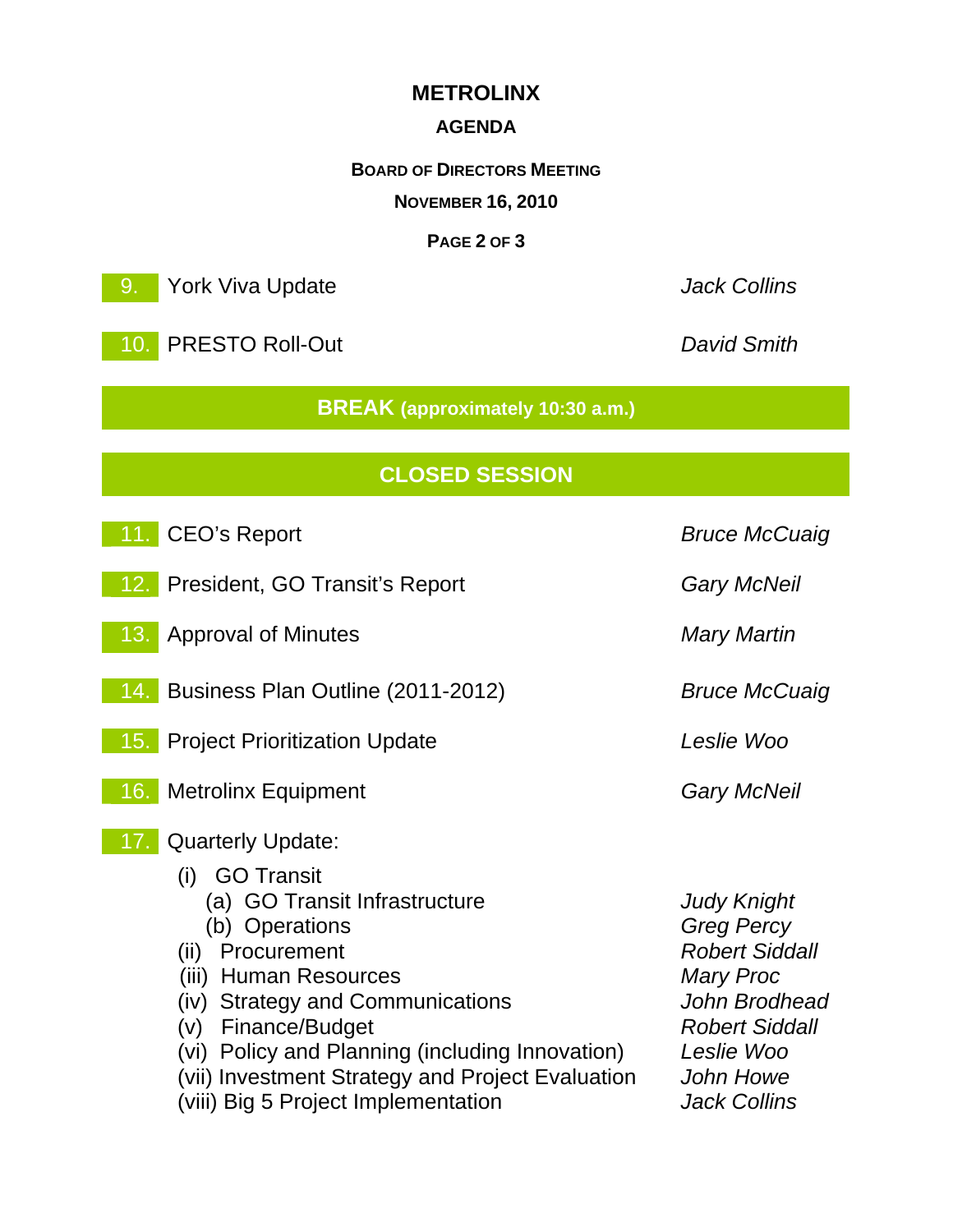# METROLINX

## AGENDA

### BOARD OF DIRECTORS MEETING

### NOVEMBER 16, 2010

| | | |
|---|---|---|
| 9. | York Viva Update | *Jack Collins* |
| 10. | PRESTO Roll-Out | *David Smith* |

**BREAK (approximately 10:30 a.m.)**

**CLOSED SESSION**

| | | |
|---|---|---|
| 11. | CEO's Report | *Bruce McCuaig* |
| 12. | President, GO Transit's Report | *Gary McNeil* |
| 13. | Approval of Minutes | *Mary Martin* |
| 14. | Business Plan Outline (2011-2012) | *Bruce McCuaig* |
| 15. | Project Prioritization Update | *Leslie Woo* |
| 16. | Metrolinx Equipment | *Gary McNeil* |
| 17. | Quarterly Update: | |
| | (i) GO Transit | |
| | (a) GO Transit Infrastructure | *Judy Knight* |
| | (b) Operations | *Greg Percy* |
| | (ii) Procurement | *Robert Siddall* |
| | (iii) Human Resources | *Mary Proc* |
| | (iv) Strategy and Communications | *John Brodhead* |
| | (v) Finance/Budget | *Robert Siddall* |
| | (vi) Policy and Planning (including Innovation) | *Leslie Woo* |
| | (vii) Investment Strategy and Project Evaluation | *John Howe* |
| | (viii) Big 5 Project Implementation | *Jack Collins* |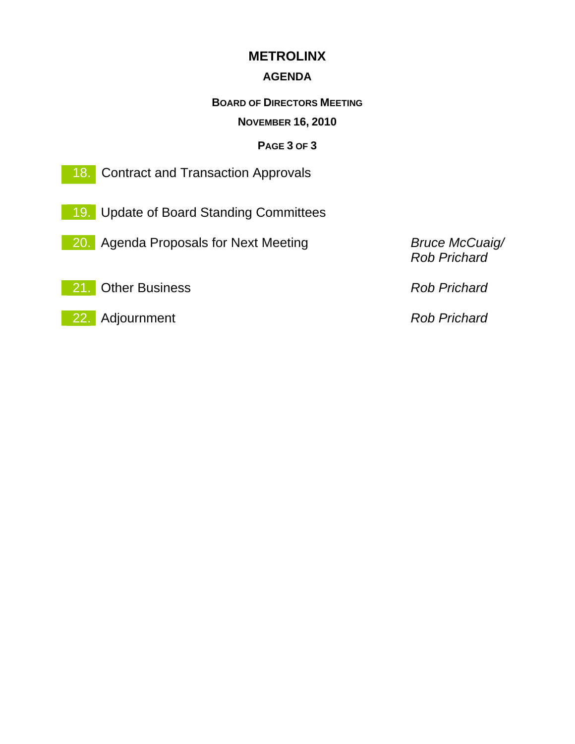# METROLINX

## AGENDA

### BOARD OF DIRECTORS MEETING

### NOVEMBER 16, 2010

| | | |
|---|---|---|
| 18. | Contract and Transaction Approvals | |
| 19. | Update of Board Standing Committees | |
| 20. | Agenda Proposals for Next Meeting | *Bruce McCuaig/ Rob Prichard* |
| 21. | Other Business | *Rob Prichard* |
| 22. | Adjournment | *Rob Prichard* |